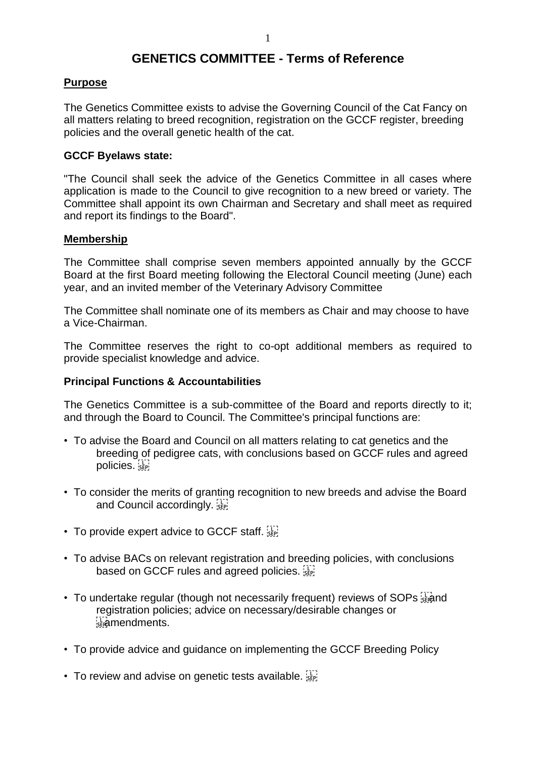# GENETICS COMMITTEE - Terms of Reference

## Purpose

The Genetics Committee exists to advise the Governing Council of the Cat Fancy on all matters relating to breed recognition, registration on the GCCF register, breeding policies and the overall genetic health of the cat.

**GCCF Byelaws state:**

"The Council shall seek the advice of the Genetics Committee in all cases where application is made to the Council to give recognition to a new breed or variety. The Committee shall appoint its own Chairman and Secretary and shall meet as required and report its findings to the Board".

## Membership

The Committee shall comprise seven members appointed annually by the GCCF Board at the first Board meeting following the Electoral Council meeting (June) each year, and an invited member of the Veterinary Advisory Committee

The Committee shall nominate one of its members as Chair and may choose to have a Vice-Chairman.

The Committee reserves the right to co-opt additional members as required to provide specialist knowledge and advice.

**Principal Functions & Accountabilities**

The Genetics Committee is a sub-committee of the Board and reports directly to it; and through the Board to Council. The Committee's principal functions are:

- To advise the Board and Council on all matters relating to cat genetics and the breeding of pedigree cats, with conclusions based on GCCF rules and agreed policies.
- To consider the merits of granting recognition to new breeds and advise the Board and Council accordingly.
- To provide expert advice to GCCF staff.
- To advise BACs on relevant registration and breeding policies, with conclusions based on GCCF rules and agreed policies.
- To undertake regular (though not necessarily frequent) reviews of SOPs and registration policies; advice on necessary/desirable changes or amendments.
- To provide advice and guidance on implementing the GCCF Breeding Policy
- To review and advise on genetic tests available.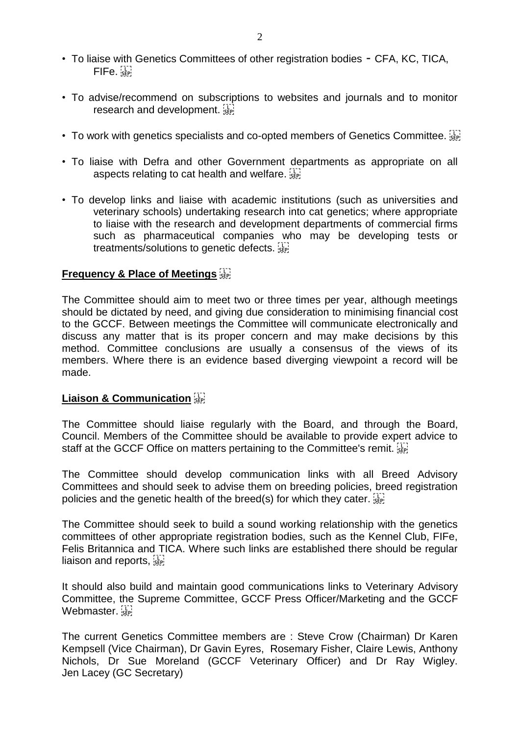- To liaise with Genetics Committees of other registration bodies - CFA, KC, TICA, FIFe.
- To advise/recommend on subscriptions to websites and journals and to monitor research and development.
- To work with genetics specialists and co-opted members of Genetics Committee.
- To liaise with Defra and other Government departments as appropriate on all aspects relating to cat health and welfare.
- To develop links and liaise with academic institutions (such as universities and veterinary schools) undertaking research into cat genetics; where appropriate to liaise with the research and development departments of commercial firms such as pharmaceutical companies who may be developing tests or treatments/solutions to genetic defects.

**Frequency & Place of Meetings**

The Committee should aim to meet two or three times per year, although meetings should be dictated by need, and giving due consideration to minimising financial cost to the GCCF. Between meetings the Committee will communicate electronically and discuss any matter that is its proper concern and may make decisions by this method. Committee conclusions are usually a consensus of the views of its members. Where there is an evidence based diverging viewpoint a record will be made.

**Liaison & Communication**

The Committee should liaise regularly with the Board, and through the Board, Council. Members of the Committee should be available to provide expert advice to staff at the GCCF Office on matters pertaining to the Committee's remit.

The Committee should develop communication links with all Breed Advisory Committees and should seek to advise them on breeding policies, breed registration policies and the genetic health of the breed(s) for which they cater.

The Committee should seek to build a sound working relationship with the genetics committees of other appropriate registration bodies, such as the Kennel Club, FIFe, Felis Britannica and TICA. Where such links are established there should be regular liaison and reports,

It should also build and maintain good communications links to Veterinary Advisory Committee, the Supreme Committee, GCCF Press Officer/Marketing and the GCCF Webmaster.

The current Genetics Committee members are : Steve Crow (Chairman) Dr Karen Kempsell (Vice Chairman), Dr Gavin Eyres, Rosemary Fisher, Claire Lewis, Anthony Nichols, Dr Sue Moreland (GCCF Veterinary Officer) and Dr Ray Wigley. Jen Lacey (GC Secretary)